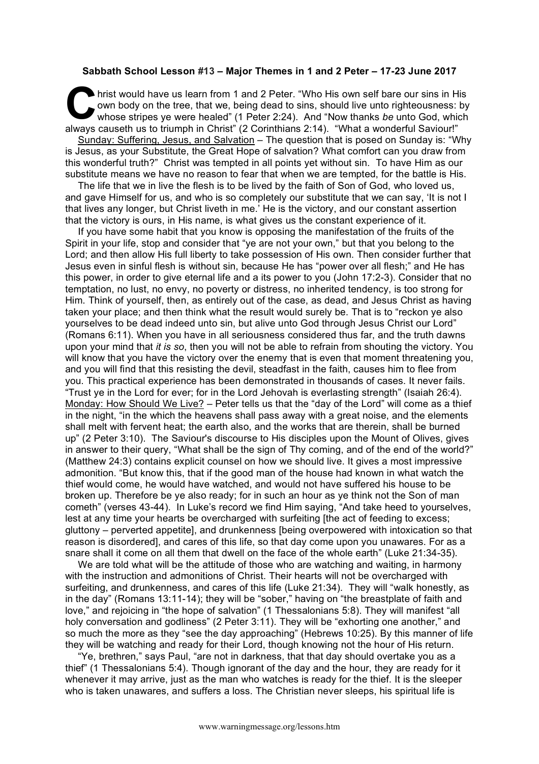**Sabbath School Lesson #13 – Major Themes in 1 and 2 Peter – 17-23 June 2017**

Christ would have us learn from 1 and 2 Peter. "Who His own self bare our sins in His own body on the tree, that we, being dead to sins, should live unto righteousness: by whose stripes ye were healed" (1 Peter 2:24). And "Now thanks *be* unto God, which always causeth us to triumph in Christ" (2 Corinthians 2:14). "What a wonderful Saviour!"

Sunday: Suffering, Jesus, and Salvation – The question that is posed on Sunday is: "Why is Jesus, as your Substitute, the Great Hope of salvation? What comfort can you draw from this wonderful truth?" Christ was tempted in all points yet without sin. To have Him as our substitute means we have no reason to fear that when we are tempted, for the battle is His.

The life that we in live the flesh is to be lived by the faith of Son of God, who loved us, and gave Himself for us, and who is so completely our substitute that we can say, 'It is not I that lives any longer, but Christ liveth in me.' He is the victory, and our constant assertion that the victory is ours, in His name, is what gives us the constant experience of it.

If you have some habit that you know is opposing the manifestation of the fruits of the Spirit in your life, stop and consider that "ye are not your own," but that you belong to the Lord; and then allow His full liberty to take possession of His own. Then consider further that Jesus even in sinful flesh is without sin, because He has "power over all flesh;" and He has this power, in order to give eternal life and a its power to you (John 17:2-3). Consider that no temptation, no lust, no envy, no poverty or distress, no inherited tendency, is too strong for Him. Think of yourself, then, as entirely out of the case, as dead, and Jesus Christ as having taken your place; and then think what the result would surely be. That is to "reckon ye also yourselves to be dead indeed unto sin, but alive unto God through Jesus Christ our Lord" (Romans 6:11). When you have in all seriousness considered thus far, and the truth dawns upon your mind that *it is so*, then you will not be able to refrain from shouting the victory. You will know that you have the victory over the enemy that is even that moment threatening you, and you will find that this resisting the devil, steadfast in the faith, causes him to flee from you. This practical experience has been demonstrated in thousands of cases. It never fails. "Trust ye in the Lord for ever; for in the Lord Jehovah is everlasting strength" (Isaiah 26:4).

Monday: How Should We Live? – Peter tells us that the "day of the Lord" will come as a thief in the night, "in the which the heavens shall pass away with a great noise, and the elements shall melt with fervent heat; the earth also, and the works that are therein, shall be burned up" (2 Peter 3:10). The Saviour's discourse to His disciples upon the Mount of Olives, gives in answer to their query, "What shall be the sign of Thy coming, and of the end of the world?" (Matthew 24:3) contains explicit counsel on how we should live. It gives a most impressive admonition. "But know this, that if the good man of the house had known in what watch the thief would come, he would have watched, and would not have suffered his house to be broken up. Therefore be ye also ready; for in such an hour as ye think not the Son of man cometh" (verses 43-44). In Luke's record we find Him saying, "And take heed to yourselves, lest at any time your hearts be overcharged with surfeiting [the act of feeding to excess; gluttony – perverted appetite], and drunkenness [being overpowered with intoxication so that reason is disordered], and cares of this life, so that day come upon you unawares. For as a snare shall it come on all them that dwell on the face of the whole earth" (Luke 21:34-35).

We are told what will be the attitude of those who are watching and waiting, in harmony with the instruction and admonitions of Christ. Their hearts will not be overcharged with surfeiting, and drunkenness, and cares of this life (Luke 21:34). They will "walk honestly, as in the day" (Romans 13:11-14); they will be "sober," having on "the breastplate of faith and love," and rejoicing in "the hope of salvation" (1 Thessalonians 5:8). They will manifest "all holy conversation and godliness" (2 Peter 3:11). They will be "exhorting one another," and so much the more as they "see the day approaching" (Hebrews 10:25). By this manner of life they will be watching and ready for their Lord, though knowing not the hour of His return.

"Ye, brethren," says Paul, "are not in darkness, that that day should overtake you as a thief" (1 Thessalonians 5:4). Though ignorant of the day and the hour, they are ready for it whenever it may arrive, just as the man who watches is ready for the thief. It is the sleeper who is taken unawares, and suffers a loss. The Christian never sleeps, his spiritual life is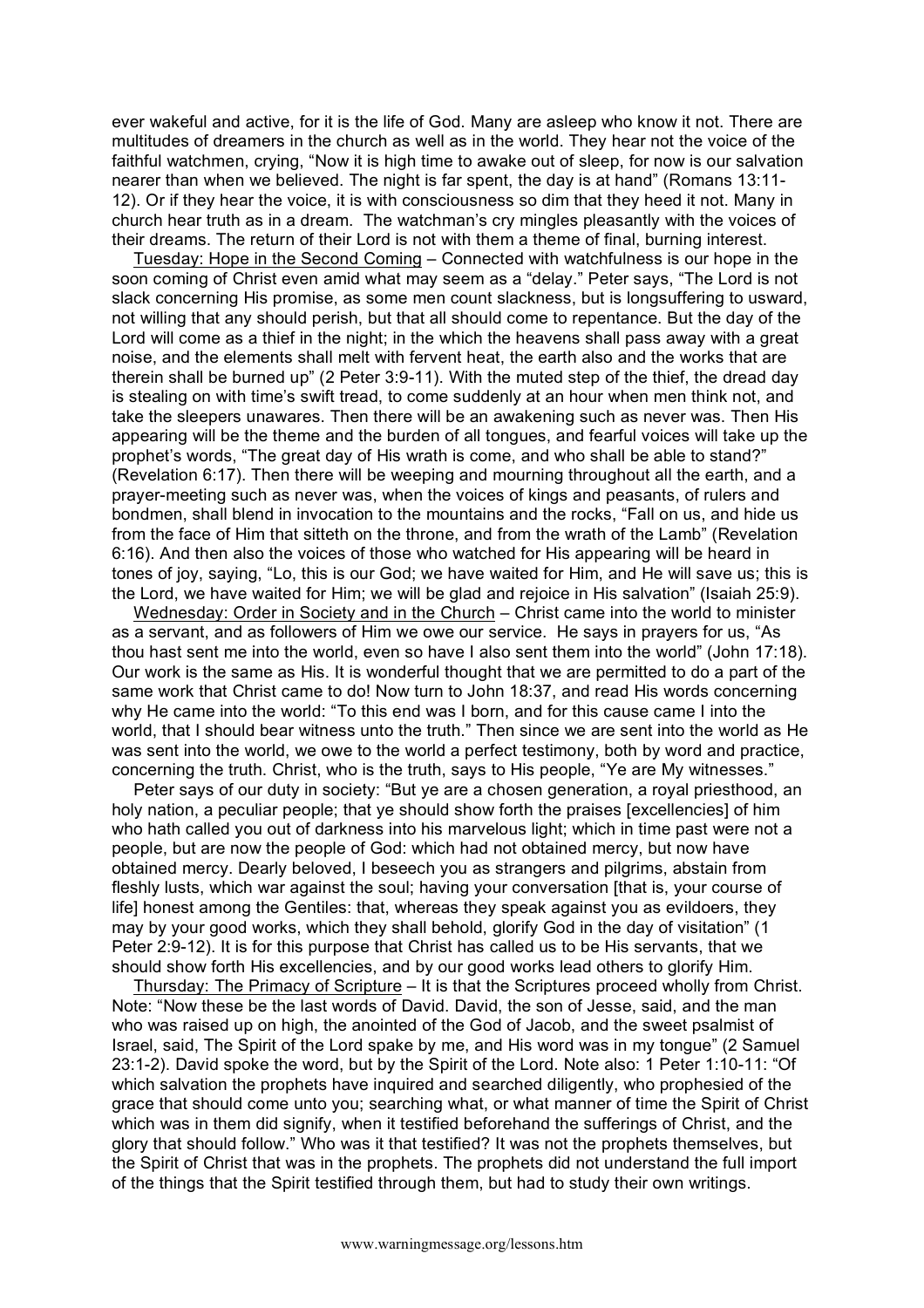ever wakeful and active, for it is the life of God. Many are asleep who know it not. There are multitudes of dreamers in the church as well as in the world. They hear not the voice of the faithful watchmen, crying, "Now it is high time to awake out of sleep, for now is our salvation nearer than when we believed. The night is far spent, the day is at hand" (Romans 13:11-12). Or if they hear the voice, it is with consciousness so dim that they heed it not. Many in church hear truth as in a dream. The watchman's cry mingles pleasantly with the voices of their dreams. The return of their Lord is not with them a theme of final, burning interest.

Tuesday: Hope in the Second Coming – Connected with watchfulness is our hope in the soon coming of Christ even amid what may seem as a "delay." Peter says, "The Lord is not slack concerning His promise, as some men count slackness, but is longsuffering to usward, not willing that any should perish, but that all should come to repentance. But the day of the Lord will come as a thief in the night; in the which the heavens shall pass away with a great noise, and the elements shall melt with fervent heat, the earth also and the works that are therein shall be burned up" (2 Peter 3:9-11). With the muted step of the thief, the dread day is stealing on with time's swift tread, to come suddenly at an hour when men think not, and take the sleepers unawares. Then there will be an awakening such as never was. Then His appearing will be the theme and the burden of all tongues, and fearful voices will take up the prophet's words, "The great day of His wrath is come, and who shall be able to stand?" (Revelation 6:17). Then there will be weeping and mourning throughout all the earth, and a prayer-meeting such as never was, when the voices of kings and peasants, of rulers and bondmen, shall blend in invocation to the mountains and the rocks, "Fall on us, and hide us from the face of Him that sitteth on the throne, and from the wrath of the Lamb" (Revelation 6:16). And then also the voices of those who watched for His appearing will be heard in tones of joy, saying, "Lo, this is our God; we have waited for Him, and He will save us; this is the Lord, we have waited for Him; we will be glad and rejoice in His salvation" (Isaiah 25:9).

Wednesday: Order in Society and in the Church – Christ came into the world to minister as a servant, and as followers of Him we owe our service. He says in prayers for us, "As thou hast sent me into the world, even so have I also sent them into the world" (John 17:18). Our work is the same as His. It is wonderful thought that we are permitted to do a part of the same work that Christ came to do! Now turn to John 18:37, and read His words concerning why He came into the world: "To this end was I born, and for this cause came I into the world, that I should bear witness unto the truth." Then since we are sent into the world as He was sent into the world, we owe to the world a perfect testimony, both by word and practice, concerning the truth. Christ, who is the truth, says to His people, "Ye are My witnesses."

Peter says of our duty in society: "But ye are a chosen generation, a royal priesthood, an holy nation, a peculiar people; that ye should show forth the praises [excellencies] of him who hath called you out of darkness into his marvelous light; which in time past were not a people, but are now the people of God: which had not obtained mercy, but now have obtained mercy. Dearly beloved, I beseech you as strangers and pilgrims, abstain from fleshly lusts, which war against the soul; having your conversation [that is, your course of life] honest among the Gentiles: that, whereas they speak against you as evildoers, they may by your good works, which they shall behold, glorify God in the day of visitation" (1 Peter 2:9-12). It is for this purpose that Christ has called us to be His servants, that we should show forth His excellencies, and by our good works lead others to glorify Him.

Thursday: The Primacy of Scripture – It is that the Scriptures proceed wholly from Christ. Note: "Now these be the last words of David. David, the son of Jesse, said, and the man who was raised up on high, the anointed of the God of Jacob, and the sweet psalmist of Israel, said, The Spirit of the Lord spake by me, and His word was in my tongue" (2 Samuel 23:1-2). David spoke the word, but by the Spirit of the Lord. Note also: 1 Peter 1:10-11: "Of which salvation the prophets have inquired and searched diligently, who prophesied of the grace that should come unto you; searching what, or what manner of time the Spirit of Christ which was in them did signify, when it testified beforehand the sufferings of Christ, and the glory that should follow." Who was it that testified? It was not the prophets themselves, but the Spirit of Christ that was in the prophets. The prophets did not understand the full import of the things that the Spirit testified through them, but had to study their own writings.